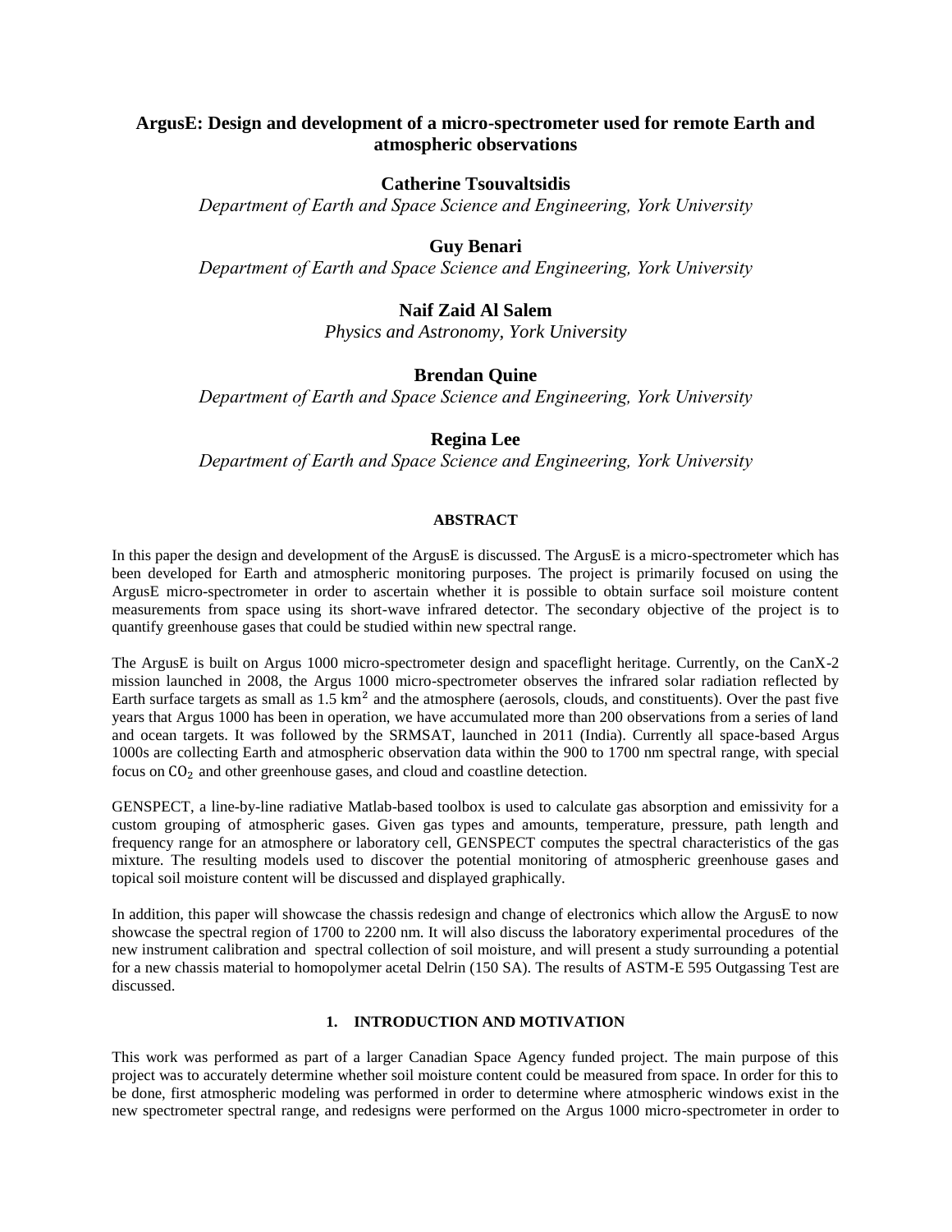# ArgusE: Design and development of a micro-spectrometer used for remote Earth and atmospheric observations

**Catherine Tsouvaltsidis**
*Department of Earth and Space Science and Engineering, York University*

**Guy Benari**
*Department of Earth and Space Science and Engineering, York University*

**Naif Zaid Al Salem**
*Physics and Astronomy, York University*

**Brendan Quine**
*Department of Earth and Space Science and Engineering, York University*

**Regina Lee**
*Department of Earth and Space Science and Engineering, York University*

## ABSTRACT

In this paper the design and development of the ArgusE is discussed. The ArgusE is a micro-spectrometer which has been developed for Earth and atmospheric monitoring purposes. The project is primarily focused on using the ArgusE micro-spectrometer in order to ascertain whether it is possible to obtain surface soil moisture content measurements from space using its short-wave infrared detector. The secondary objective of the project is to quantify greenhouse gases that could be studied within new spectral range.

The ArgusE is built on Argus 1000 micro-spectrometer design and spaceflight heritage. Currently, on the CanX-2 mission launched in 2008, the Argus 1000 micro-spectrometer observes the infrared solar radiation reflected by Earth surface targets as small as 1.5 $\text{km}^2$ and the atmosphere (aerosols, clouds, and constituents). Over the past five years that Argus 1000 has been in operation, we have accumulated more than 200 observations from a series of land and ocean targets. It was followed by the SRMSAT, launched in 2011 (India). Currently all space-based Argus 1000s are collecting Earth and atmospheric observation data within the 900 to 1700 nm spectral range, with special focus on $\text{CO}_2$ and other greenhouse gases, and cloud and coastline detection.

GENSPECT, a line-by-line radiative Matlab-based toolbox is used to calculate gas absorption and emissivity for a custom grouping of atmospheric gases. Given gas types and amounts, temperature, pressure, path length and frequency range for an atmosphere or laboratory cell, GENSPECT computes the spectral characteristics of the gas mixture. The resulting models used to discover the potential monitoring of atmospheric greenhouse gases and topical soil moisture content will be discussed and displayed graphically.

In addition, this paper will showcase the chassis redesign and change of electronics which allow the ArgusE to now showcase the spectral region of 1700 to 2200 nm. It will also discuss the laboratory experimental procedures of the new instrument calibration and spectral collection of soil moisture, and will present a study surrounding a potential for a new chassis material to homopolymer acetal Delrin (150 SA). The results of ASTM-E 595 Outgassing Test are discussed.

## 1. INTRODUCTION AND MOTIVATION

This work was performed as part of a larger Canadian Space Agency funded project. The main purpose of this project was to accurately determine whether soil moisture content could be measured from space. In order for this to be done, first atmospheric modeling was performed in order to determine where atmospheric windows exist in the new spectrometer spectral range, and redesigns were performed on the Argus 1000 micro-spectrometer in order to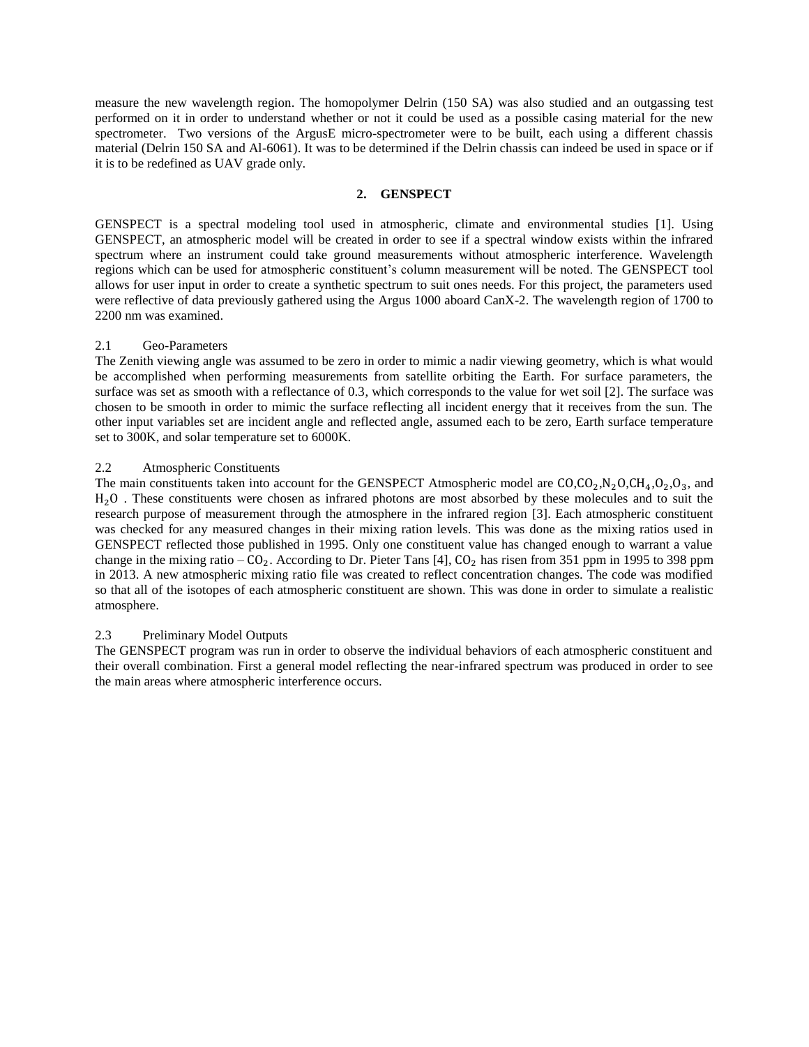measure the new wavelength region. The homopolymer Delrin (150 SA) was also studied and an outgassing test performed on it in order to understand whether or not it could be used as a possible casing material for the new spectrometer. Two versions of the ArgusE micro-spectrometer were to be built, each using a different chassis material (Delrin 150 SA and Al-6061). It was to be determined if the Delrin chassis can indeed be used in space or if it is to be redefined as UAV grade only.

## 2. GENSPECT

GENSPECT is a spectral modeling tool used in atmospheric, climate and environmental studies [1]. Using GENSPECT, an atmospheric model will be created in order to see if a spectral window exists within the infrared spectrum where an instrument could take ground measurements without atmospheric interference. Wavelength regions which can be used for atmospheric constituent's column measurement will be noted. The GENSPECT tool allows for user input in order to create a synthetic spectrum to suit ones needs. For this project, the parameters used were reflective of data previously gathered using the Argus 1000 aboard CanX-2. The wavelength region of 1700 to 2200 nm was examined.

### 2.1 Geo-Parameters

The Zenith viewing angle was assumed to be zero in order to mimic a nadir viewing geometry, which is what would be accomplished when performing measurements from satellite orbiting the Earth. For surface parameters, the surface was set as smooth with a reflectance of 0.3, which corresponds to the value for wet soil [2]. The surface was chosen to be smooth in order to mimic the surface reflecting all incident energy that it receives from the sun. The other input variables set are incident angle and reflected angle, assumed each to be zero, Earth surface temperature set to 300K, and solar temperature set to 6000K.

### 2.2 Atmospheric Constituents

The main constituents taken into account for the GENSPECT Atmospheric model are $CO$,$CO_2$,$N_2O$,$CH_4$,$O_2$,$O_3$, and $H_2O$ . These constituents were chosen as infrared photons are most absorbed by these molecules and to suit the research purpose of measurement through the atmosphere in the infrared region [3]. Each atmospheric constituent was checked for any measured changes in their mixing ration levels. This was done as the mixing ratios used in GENSPECT reflected those published in 1995. Only one constituent value has changed enough to warrant a value change in the mixing ratio – $CO_2$. According to Dr. Pieter Tans [4], $CO_2$ has risen from 351 ppm in 1995 to 398 ppm in 2013. A new atmospheric mixing ratio file was created to reflect concentration changes. The code was modified so that all of the isotopes of each atmospheric constituent are shown. This was done in order to simulate a realistic atmosphere.

### 2.3 Preliminary Model Outputs

The GENSPECT program was run in order to observe the individual behaviors of each atmospheric constituent and their overall combination. First a general model reflecting the near-infrared spectrum was produced in order to see the main areas where atmospheric interference occurs.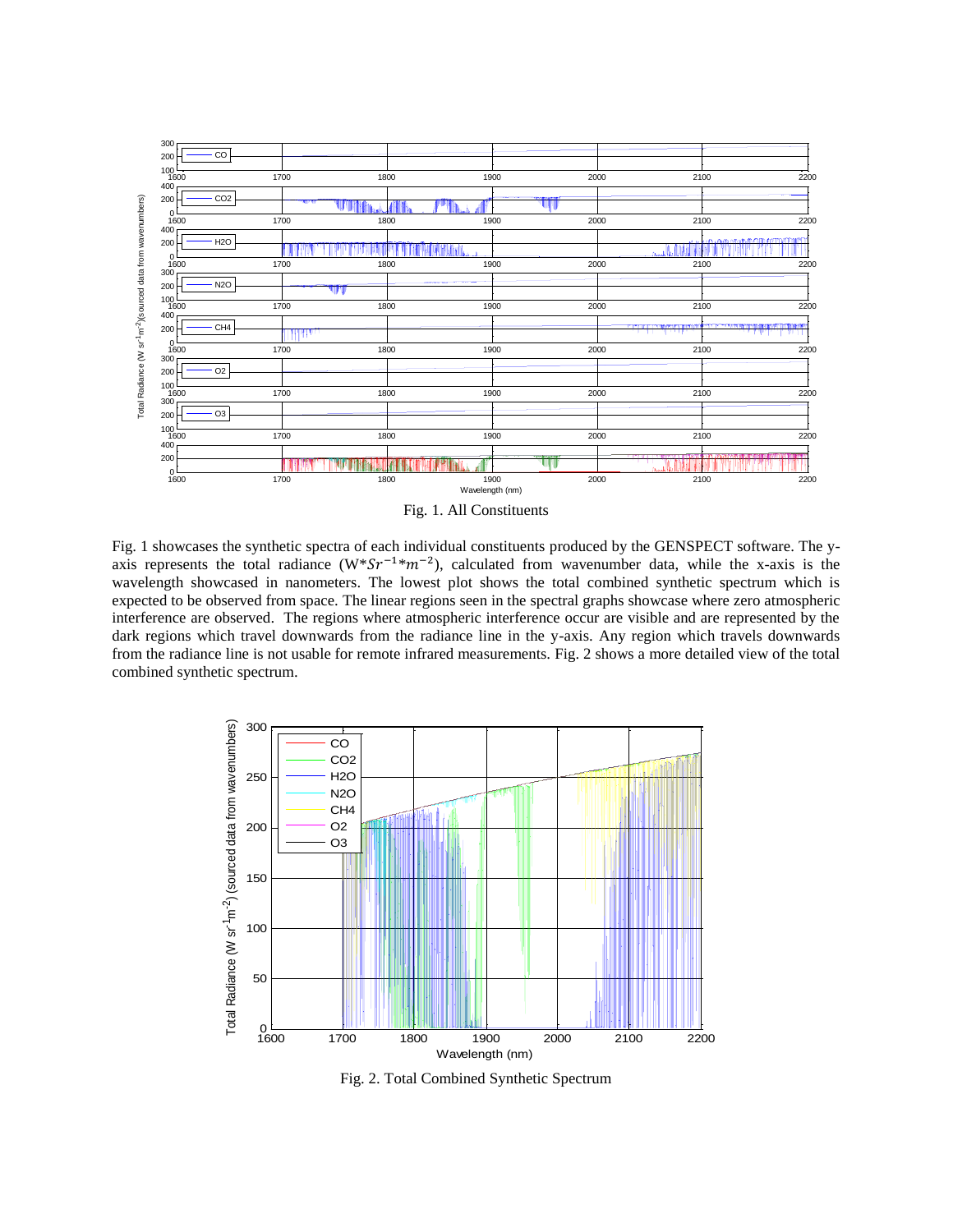Fig. 1. All Constituents

Fig. 1 showcases the synthetic spectra of each individual constituents produced by the GENSPECT software. The y-axis represents the total radiance (W*$Sr^{-1}$*$m^{-2}$), calculated from wavenumber data, while the x-axis is the wavelength showcased in nanometers. The lowest plot shows the total combined synthetic spectrum which is expected to be observed from space. The linear regions seen in the spectral graphs showcase where zero atmospheric interference are observed. The regions where atmospheric interference occur are visible and are represented by the dark regions which travel downwards from the radiance line in the y-axis. Any region which travels downwards from the radiance line is not usable for remote infrared measurements. Fig. 2 shows a more detailed view of the total combined synthetic spectrum.

Fig. 2. Total Combined Synthetic Spectrum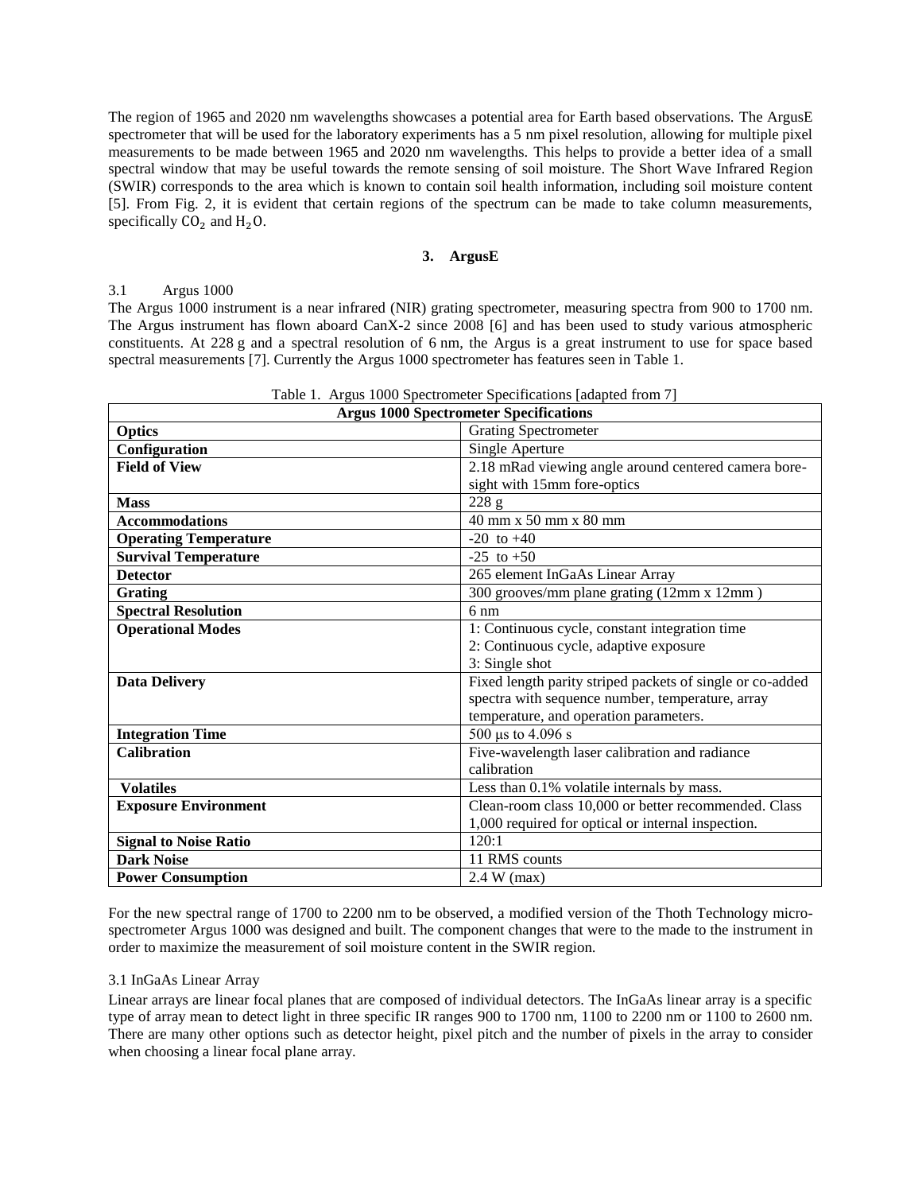The region of 1965 and 2020 nm wavelengths showcases a potential area for Earth based observations. The ArgusE spectrometer that will be used for the laboratory experiments has a 5 nm pixel resolution, allowing for multiple pixel measurements to be made between 1965 and 2020 nm wavelengths. This helps to provide a better idea of a small spectral window that may be useful towards the remote sensing of soil moisture. The Short Wave Infrared Region (SWIR) corresponds to the area which is known to contain soil health information, including soil moisture content [5]. From Fig. 2, it is evident that certain regions of the spectrum can be made to take column measurements, specifically $CO_2$ and $H_2O$.

## 3. ArgusE

### 3.1 Argus 1000

The Argus 1000 instrument is a near infrared (NIR) grating spectrometer, measuring spectra from 900 to 1700 nm. The Argus instrument has flown aboard CanX-2 since 2008 [6] and has been used to study various atmospheric constituents. At 228 g and a spectral resolution of 6 nm, the Argus is a great instrument to use for space based spectral measurements [7]. Currently the Argus 1000 spectrometer has features seen in Table 1.

Table 1. Argus 1000 Spectrometer Specifications [adapted from 7]

| **Argus 1000 Spectrometer Specifications** | |
|---|---|
| **Optics** | Grating Spectrometer |
| **Configuration** | Single Aperture |
| **Field of View** | 2.18 mRad viewing angle around centered camera bore-sight with 15mm fore-optics |
| **Mass** | 228 g |
| **Accommodations** | 40 mm x 50 mm x 80 mm |
| **Operating Temperature** | -20 to +40 |
| **Survival Temperature** | -25 to +50 |
| **Detector** | 265 element InGaAs Linear Array |
| **Grating** | 300 grooves/mm plane grating (12mm x 12mm ) |
| **Spectral Resolution** | 6 nm |
| **Operational Modes** | 1: Continuous cycle, constant integration time<br>2: Continuous cycle, adaptive exposure<br>3: Single shot |
| **Data Delivery** | Fixed length parity striped packets of single or co-added spectra with sequence number, temperature, array temperature, and operation parameters. |
| **Integration Time** | 500 μs to 4.096 s |
| **Calibration** | Five-wavelength laser calibration and radiance calibration |
| **Volatiles** | Less than 0.1% volatile internals by mass. |
| **Exposure Environment** | Clean-room class 10,000 or better recommended. Class 1,000 required for optical or internal inspection. |
| **Signal to Noise Ratio** | 120:1 |
| **Dark Noise** | 11 RMS counts |
| **Power Consumption** | 2.4 W (max) |

For the new spectral range of 1700 to 2200 nm to be observed, a modified version of the Thoth Technology micro-spectrometer Argus 1000 was designed and built. The component changes that were to the made to the instrument in order to maximize the measurement of soil moisture content in the SWIR region.

### 3.1 InGaAs Linear Array

Linear arrays are linear focal planes that are composed of individual detectors. The InGaAs linear array is a specific type of array mean to detect light in three specific IR ranges 900 to 1700 nm, 1100 to 2200 nm or 1100 to 2600 nm. There are many other options such as detector height, pixel pitch and the number of pixels in the array to consider when choosing a linear focal plane array.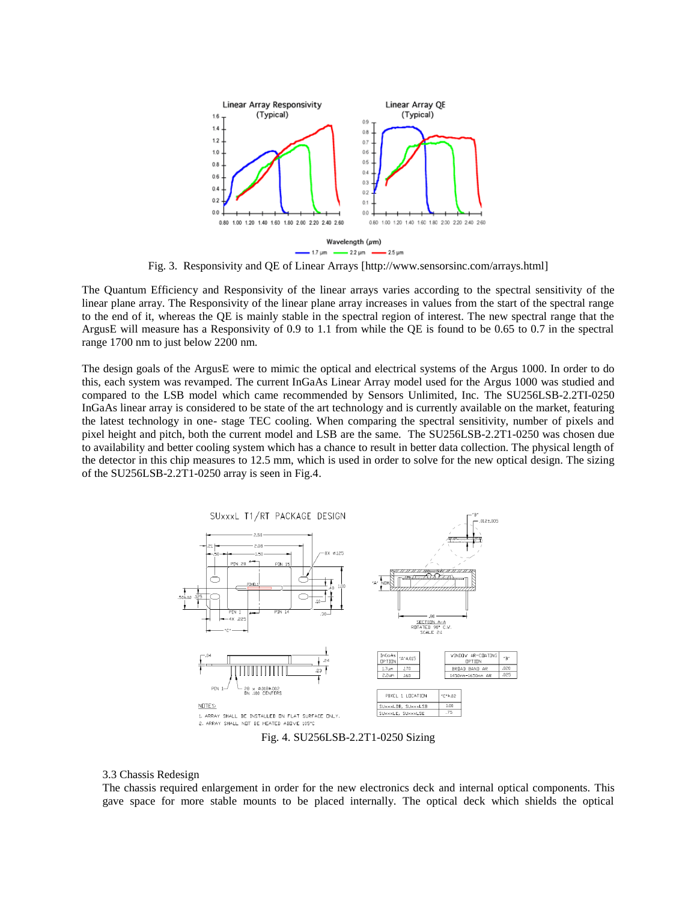Fig. 3. Responsivity and QE of Linear Arrays [http://www.sensorsinc.com/arrays.html]

The Quantum Efficiency and Responsivity of the linear arrays varies according to the spectral sensitivity of the linear plane array. The Responsivity of the linear plane array increases in values from the start of the spectral range to the end of it, whereas the QE is mainly stable in the spectral region of interest. The new spectral range that the ArgusE will measure has a Responsivity of 0.9 to 1.1 from while the QE is found to be 0.65 to 0.7 in the spectral range 1700 nm to just below 2200 nm.

The design goals of the ArgusE were to mimic the optical and electrical systems of the Argus 1000. In order to do this, each system was revamped. The current InGaAs Linear Array model used for the Argus 1000 was studied and compared to the LSB model which came recommended by Sensors Unlimited, Inc. The SU256LSB-2.2TI-0250 InGaAs linear array is considered to be state of the art technology and is currently available on the market, featuring the latest technology in one- stage TEC cooling. When comparing the spectral sensitivity, number of pixels and pixel height and pitch, both the current model and LSB are the same. The SU256LSB-2.2T1-0250 was chosen due to availability and better cooling system which has a chance to result in better data collection. The physical length of the detector in this chip measures to 12.5 mm, which is used in order to solve for the new optical design. The sizing of the SU256LSB-2.2T1-0250 array is seen in Fig.4.

Fig. 4. SU256LSB-2.2T1-0250 Sizing

3.3 Chassis Redesign

The chassis required enlargement in order for the new electronics deck and internal optical components. This gave space for more stable mounts to be placed internally. The optical deck which shields the optical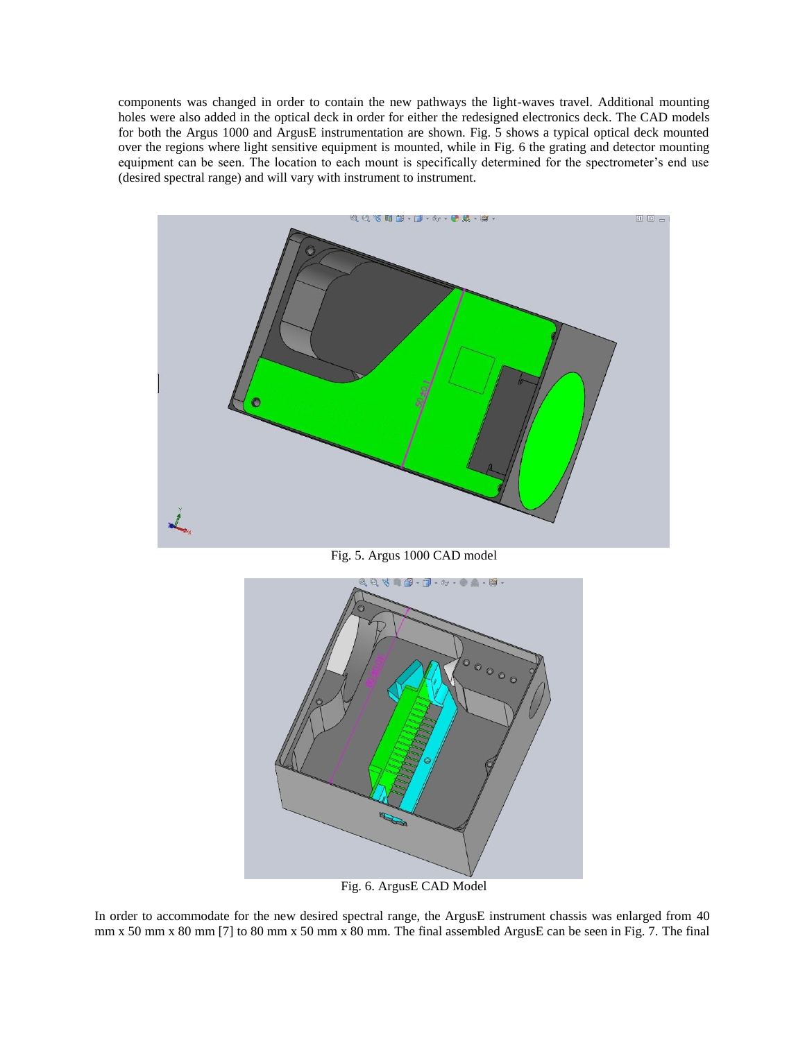components was changed in order to contain the new pathways the light-waves travel. Additional mounting holes were also added in the optical deck in order for either the redesigned electronics deck. The CAD models for both the Argus 1000 and ArgusE instrumentation are shown. Fig. 5 shows a typical optical deck mounted over the regions where light sensitive equipment is mounted, while in Fig. 6 the grating and detector mounting equipment can be seen. The location to each mount is specifically determined for the spectrometer's end use (desired spectral range) and will vary with instrument to instrument.

Fig. 5. Argus 1000 CAD model

Fig. 6. ArgusE CAD Model

In order to accommodate for the new desired spectral range, the ArgusE instrument chassis was enlarged from 40 mm x 50 mm x 80 mm [7] to 80 mm x 50 mm x 80 mm. The final assembled ArgusE can be seen in Fig. 7. The final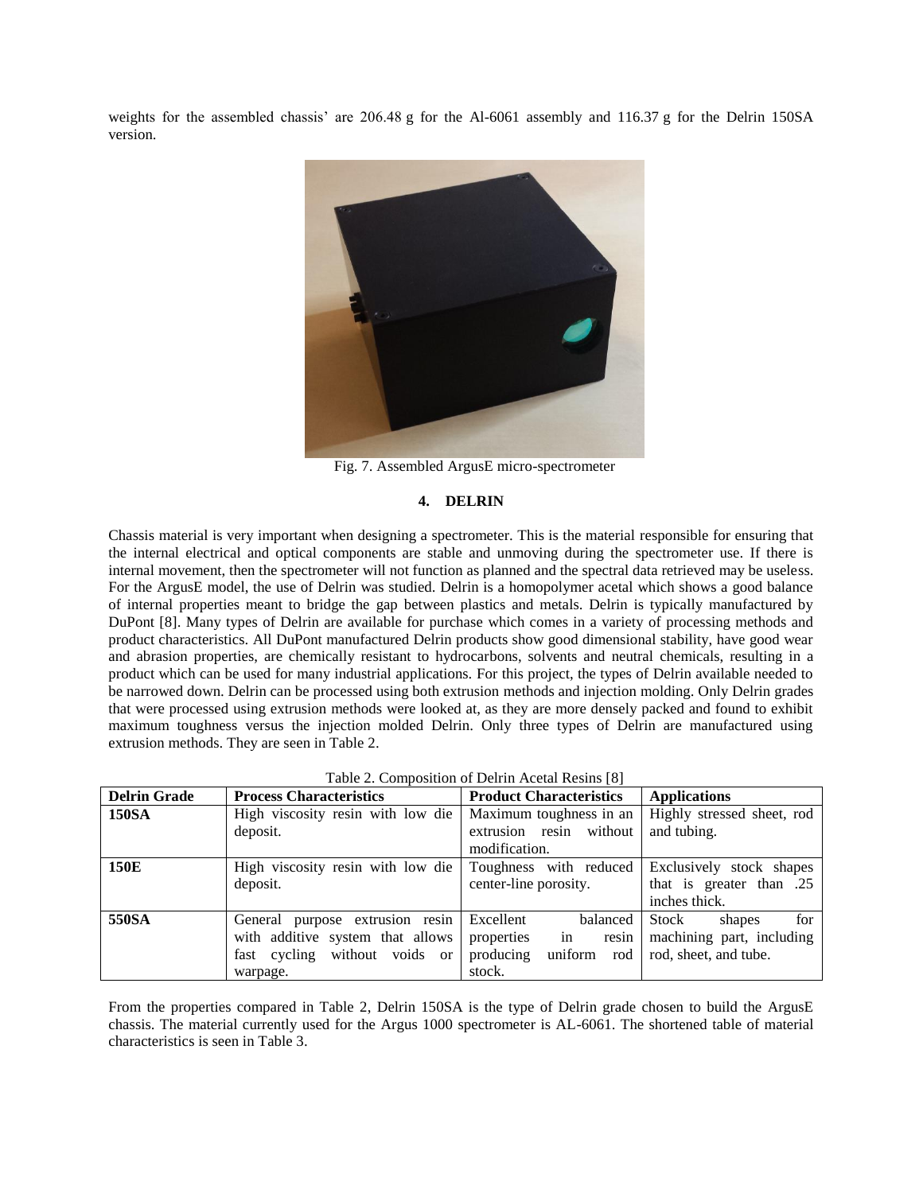weights for the assembled chassis' are 206.48 g for the Al-6061 assembly and 116.37 g for the Delrin 150SA version.

Fig. 7. Assembled ArgusE micro-spectrometer

## 4. DELRIN

Chassis material is very important when designing a spectrometer. This is the material responsible for ensuring that the internal electrical and optical components are stable and unmoving during the spectrometer use. If there is internal movement, then the spectrometer will not function as planned and the spectral data retrieved may be useless. For the ArgusE model, the use of Delrin was studied. Delrin is a homopolymer acetal which shows a good balance of internal properties meant to bridge the gap between plastics and metals. Delrin is typically manufactured by DuPont [8]. Many types of Delrin are available for purchase which comes in a variety of processing methods and product characteristics. All DuPont manufactured Delrin products show good dimensional stability, have good wear and abrasion properties, are chemically resistant to hydrocarbons, solvents and neutral chemicals, resulting in a product which can be used for many industrial applications. For this project, the types of Delrin available needed to be narrowed down. Delrin can be processed using both extrusion methods and injection molding. Only Delrin grades that were processed using extrusion methods were looked at, as they are more densely packed and found to exhibit maximum toughness versus the injection molded Delrin. Only three types of Delrin are manufactured using extrusion methods. They are seen in Table 2.

Table 2. Composition of Delrin Acetal Resins [8]

| Delrin Grade | Process Characteristics | Product Characteristics | Applications |
|---|---|---|---|
| **150SA** | High viscosity resin with low die deposit. | Maximum toughness in an extrusion resin without modification. | Highly stressed sheet, rod and tubing. |
| **150E** | High viscosity resin with low die deposit. | Toughness with reduced center-line porosity. | Exclusively stock shapes that is greater than .25 inches thick. |
| **550SA** | General purpose extrusion resin with additive system that allows fast cycling without voids or warpage. | Excellent balanced properties in resin producing uniform rod stock. | Stock shapes for machining part, including rod, sheet, and tube. |

From the properties compared in Table 2, Delrin 150SA is the type of Delrin grade chosen to build the ArgusE chassis. The material currently used for the Argus 1000 spectrometer is AL-6061. The shortened table of material characteristics is seen in Table 3.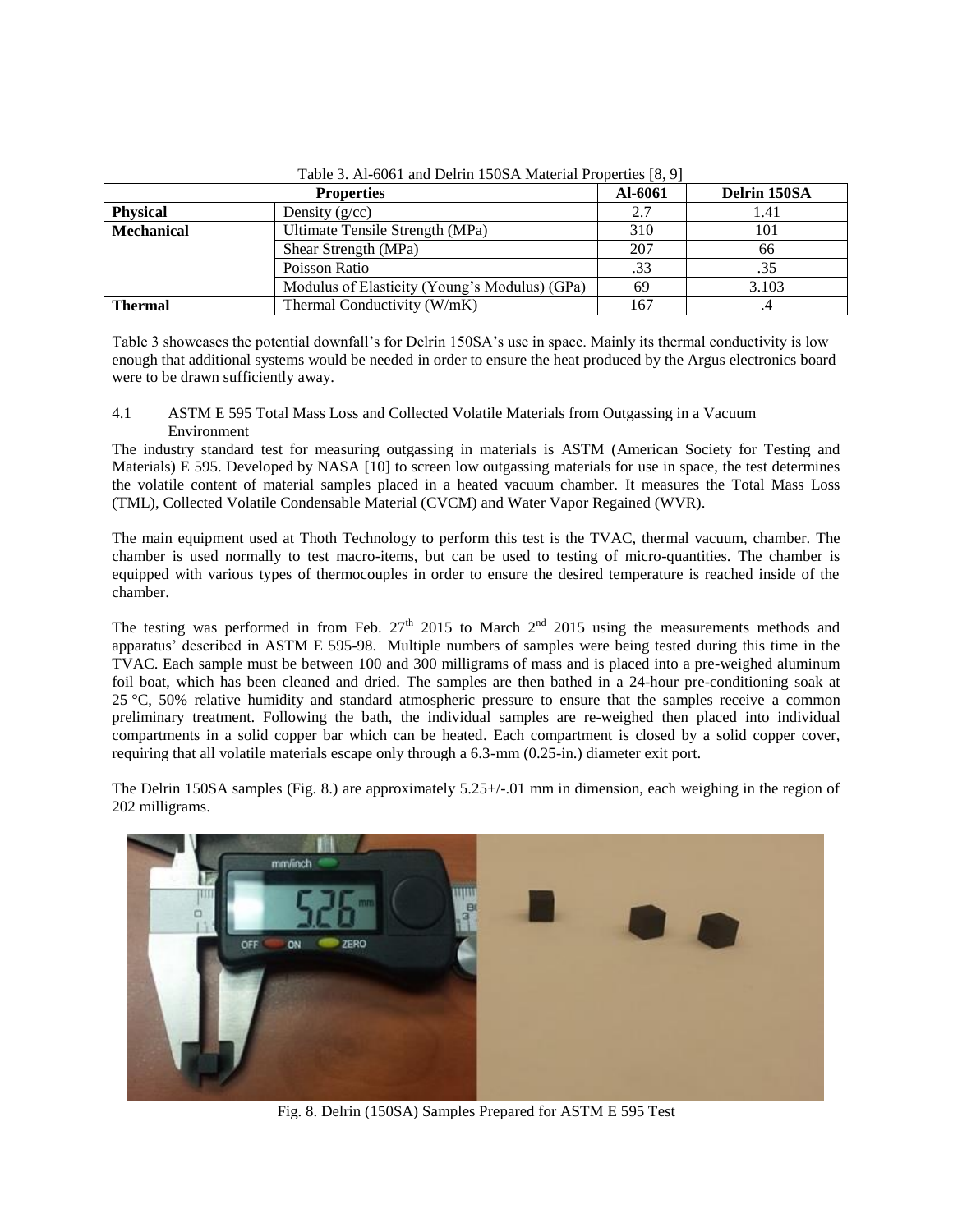Table 3. Al-6061 and Delrin 150SA Material Properties [8, 9]

| Properties | | Al-6061 | Delrin 150SA |
|---|---|---|---|
| **Physical** | Density (g/cc) | 2.7 | 1.41 |
| **Mechanical** | Ultimate Tensile Strength (MPa) | 310 | 101 |
| | Shear Strength (MPa) | 207 | 66 |
| | Poisson Ratio | .33 | .35 |
| | Modulus of Elasticity (Young's Modulus) (GPa) | 69 | 3.103 |
| **Thermal** | Thermal Conductivity (W/mK) | 167 | .4 |

Table 3 showcases the potential downfall's for Delrin 150SA's use in space. Mainly its thermal conductivity is low enough that additional systems would be needed in order to ensure the heat produced by the Argus electronics board were to be drawn sufficiently away.

### 4.1 ASTM E 595 Total Mass Loss and Collected Volatile Materials from Outgassing in a Vacuum Environment

The industry standard test for measuring outgassing in materials is ASTM (American Society for Testing and Materials) E 595. Developed by NASA [10] to screen low outgassing materials for use in space, the test determines the volatile content of material samples placed in a heated vacuum chamber. It measures the Total Mass Loss (TML), Collected Volatile Condensable Material (CVCM) and Water Vapor Regained (WVR).

The main equipment used at Thoth Technology to perform this test is the TVAC, thermal vacuum, chamber. The chamber is used normally to test macro-items, but can be used to testing of micro-quantities. The chamber is equipped with various types of thermocouples in order to ensure the desired temperature is reached inside of the chamber.

The testing was performed in from Feb. 27th 2015 to March 2nd 2015 using the measurements methods and apparatus' described in ASTM E 595-98. Multiple numbers of samples were being tested during this time in the TVAC. Each sample must be between 100 and 300 milligrams of mass and is placed into a pre-weighed aluminum foil boat, which has been cleaned and dried. The samples are then bathed in a 24-hour pre-conditioning soak at 25 °C, 50% relative humidity and standard atmospheric pressure to ensure that the samples receive a common preliminary treatment. Following the bath, the individual samples are re-weighed then placed into individual compartments in a solid copper bar which can be heated. Each compartment is closed by a solid copper cover, requiring that all volatile materials escape only through a 6.3-mm (0.25-in.) diameter exit port.

The Delrin 150SA samples (Fig. 8.) are approximately 5.25+/-.01 mm in dimension, each weighing in the region of 202 milligrams.

Fig. 8. Delrin (150SA) Samples Prepared for ASTM E 595 Test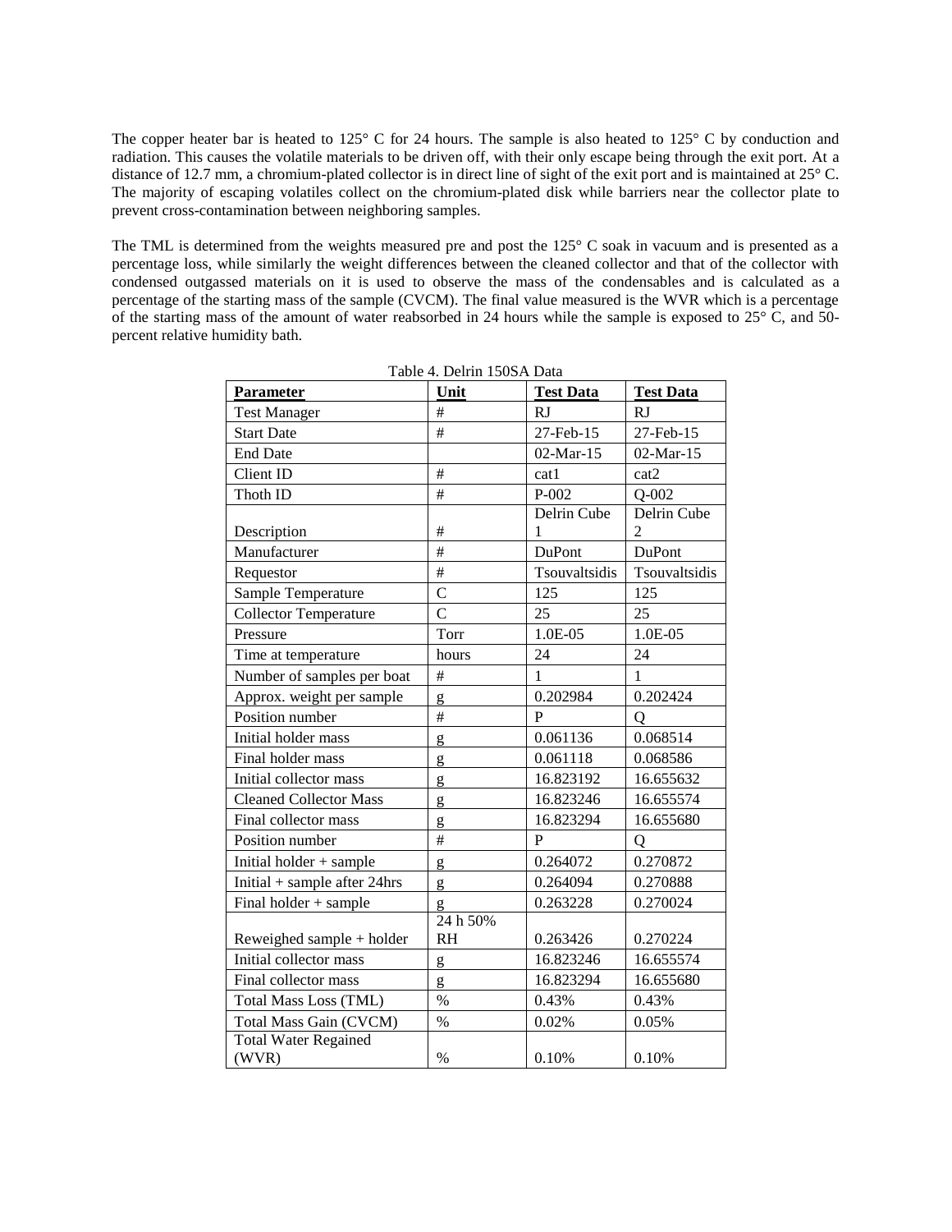The copper heater bar is heated to 125° C for 24 hours. The sample is also heated to 125° C by conduction and radiation. This causes the volatile materials to be driven off, with their only escape being through the exit port. At a distance of 12.7 mm, a chromium-plated collector is in direct line of sight of the exit port and is maintained at 25° C. The majority of escaping volatiles collect on the chromium-plated disk while barriers near the collector plate to prevent cross-contamination between neighboring samples.

The TML is determined from the weights measured pre and post the 125° C soak in vacuum and is presented as a percentage loss, while similarly the weight differences between the cleaned collector and that of the collector with condensed outgassed materials on it is used to observe the mass of the condensables and is calculated as a percentage of the starting mass of the sample (CVCM). The final value measured is the WVR which is a percentage of the starting mass of the amount of water reabsorbed in 24 hours while the sample is exposed to 25° C, and 50-percent relative humidity bath.

Table 4. Delrin 150SA Data

| **Parameter** | **Unit** | **Test Data** | **Test Data** |
|---|---|---|---|
| Test Manager | # | RJ | RJ |
| Start Date | # | 27-Feb-15 | 27-Feb-15 |
| End Date | | 02-Mar-15 | 02-Mar-15 |
| Client ID | # | cat1 | cat2 |
| Thoth ID | # | P-002 | Q-002 |
| Description | # | Delrin Cube 1 | Delrin Cube 2 |
| Manufacturer | # | DuPont | DuPont |
| Requestor | # | Tsouvaltsidis | Tsouvaltsidis |
| Sample Temperature | C | 125 | 125 |
| Collector Temperature | C | 25 | 25 |
| Pressure | Torr | 1.0E-05 | 1.0E-05 |
| Time at temperature | hours | 24 | 24 |
| Number of samples per boat | # | 1 | 1 |
| Approx. weight per sample | g | 0.202984 | 0.202424 |
| Position number | # | P | Q |
| Initial holder mass | g | 0.061136 | 0.068514 |
| Final holder mass | g | 0.061118 | 0.068586 |
| Initial collector mass | g | 16.823192 | 16.655632 |
| Cleaned Collector Mass | g | 16.823246 | 16.655574 |
| Final collector mass | g | 16.823294 | 16.655680 |
| Position number | # | P | Q |
| Initial holder + sample | g | 0.264072 | 0.270872 |
| Initial + sample after 24hrs | g | 0.264094 | 0.270888 |
| Final holder + sample | g | 0.263228 | 0.270024 |
| Reweighed sample + holder | 24 h 50% RH | 0.263426 | 0.270224 |
| Initial collector mass | g | 16.823246 | 16.655574 |
| Final collector mass | g | 16.823294 | 16.655680 |
| Total Mass Loss (TML) | % | 0.43% | 0.43% |
| Total Mass Gain (CVCM) | % | 0.02% | 0.05% |
| Total Water Regained (WVR) | % | 0.10% | 0.10% |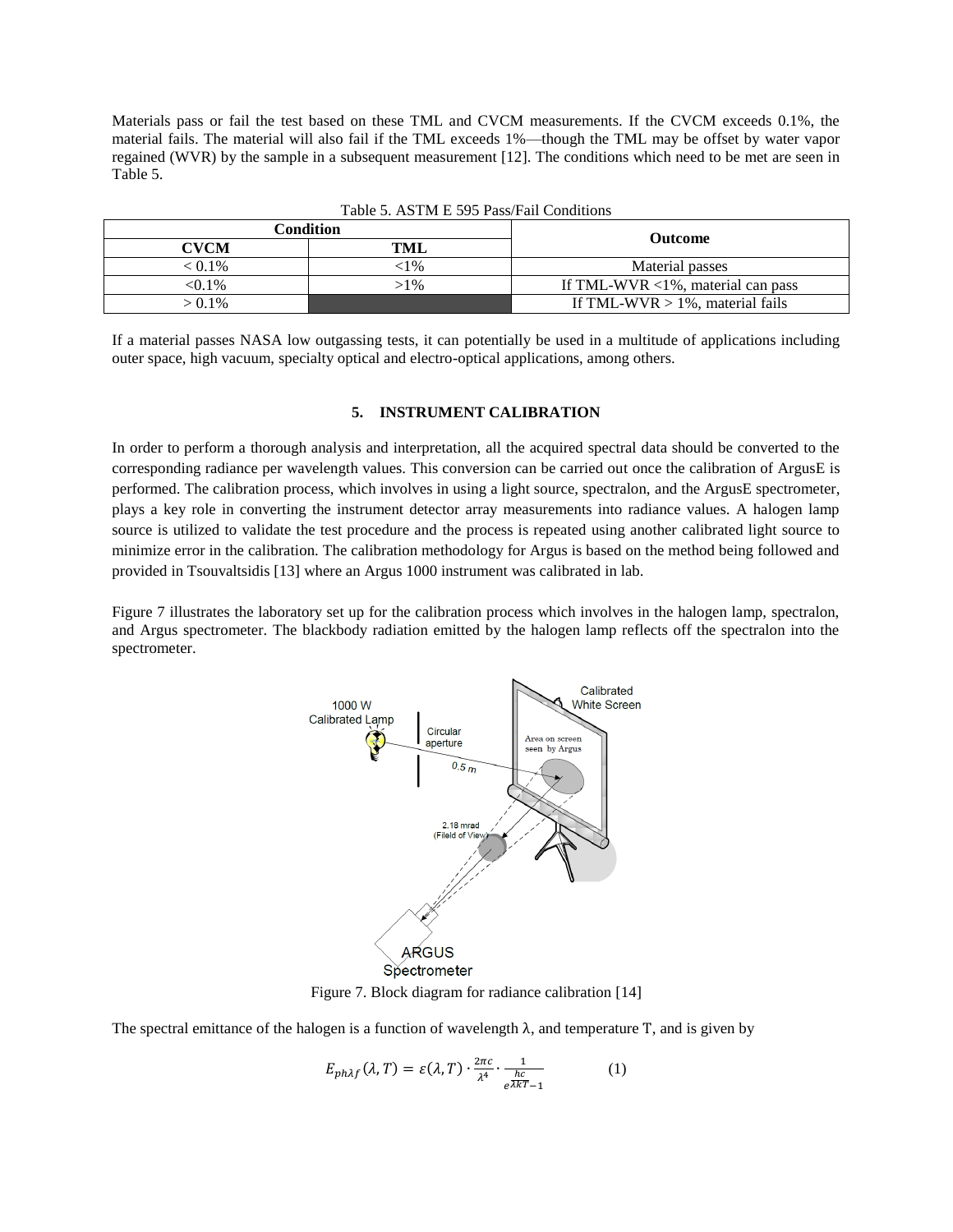Materials pass or fail the test based on these TML and CVCM measurements. If the CVCM exceeds 0.1%, the material fails. The material will also fail if the TML exceeds 1%—though the TML may be offset by water vapor regained (WVR) by the sample in a subsequent measurement [12]. The conditions which need to be met are seen in Table 5.

Table 5. ASTM E 595 Pass/Fail Conditions

| Condition | | Outcome |
|---|---|---|
| **CVCM** | **TML** | |
| < 0.1% | <1% | Material passes |
| <0.1% | >1% | If TML-WVR <1%, material can pass |
| > 0.1% | | If TML-WVR > 1%, material fails |

If a material passes NASA low outgassing tests, it can potentially be used in a multitude of applications including outer space, high vacuum, specialty optical and electro-optical applications, among others.

## 5. INSTRUMENT CALIBRATION

In order to perform a thorough analysis and interpretation, all the acquired spectral data should be converted to the corresponding radiance per wavelength values. This conversion can be carried out once the calibration of ArgusE is performed. The calibration process, which involves in using a light source, spectralon, and the ArgusE spectrometer, plays a key role in converting the instrument detector array measurements into radiance values. A halogen lamp source is utilized to validate the test procedure and the process is repeated using another calibrated light source to minimize error in the calibration. The calibration methodology for Argus is based on the method being followed and provided in Tsouvaltsidis [13] where an Argus 1000 instrument was calibrated in lab.

Figure 7 illustrates the laboratory set up for the calibration process which involves in the halogen lamp, spectralon, and Argus spectrometer. The blackbody radiation emitted by the halogen lamp reflects off the spectralon into the spectrometer.

Figure 7. Block diagram for radiance calibration [14]

The spectral emittance of the halogen is a function of wavelength λ, and temperature T, and is given by

$$E_{ph\lambda f}(\lambda, T) = \varepsilon(\lambda, T) \cdot \frac{2\pi c}{\lambda^4} \cdot \frac{1}{e^{\frac{hc}{\lambda kT}} - 1} \qquad (1)$$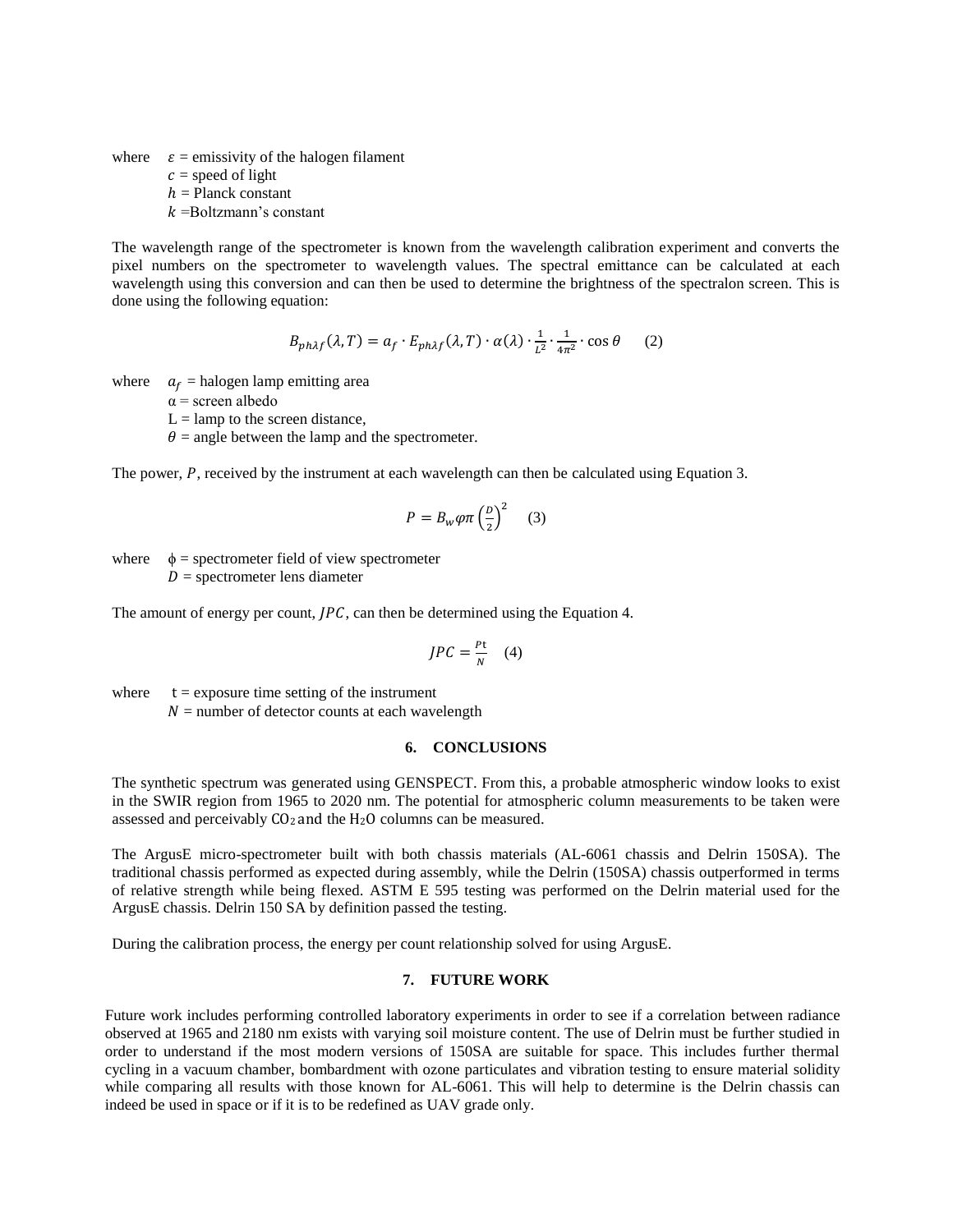where $\varepsilon$ = emissivity of the halogen filament
$c$ = speed of light
$h$ = Planck constant
$k$ =Boltzmann's constant

The wavelength range of the spectrometer is known from the wavelength calibration experiment and converts the pixel numbers on the spectrometer to wavelength values. The spectral emittance can be calculated at each wavelength using this conversion and can then be used to determine the brightness of the spectralon screen. This is done using the following equation:

$$B_{ph\lambda f}(\lambda, T) = a_f \cdot E_{ph\lambda f}(\lambda, T) \cdot \alpha(\lambda) \cdot \frac{1}{L^2} \cdot \frac{1}{4\pi^2} \cdot \cos\theta \qquad (2)$$

where $a_f$ = halogen lamp emitting area
$\alpha$ = screen albedo
L = lamp to the screen distance,
$\theta$ = angle between the lamp and the spectrometer.

The power, $P$, received by the instrument at each wavelength can then be calculated using Equation 3.

$$P = B_w \varphi \pi \left(\frac{D}{2}\right)^2 \qquad (3)$$

where $\phi$ = spectrometer field of view spectrometer
$D$ = spectrometer lens diameter

The amount of energy per count, $JPC$, can then be determined using the Equation 4.

$$JPC = \frac{Pt}{N} \qquad (4)$$

where t = exposure time setting of the instrument
$N$ = number of detector counts at each wavelength

## 6. CONCLUSIONS

The synthetic spectrum was generated using GENSPECT. From this, a probable atmospheric window looks to exist in the SWIR region from 1965 to 2020 nm. The potential for atmospheric column measurements to be taken were assessed and perceivably $CO_2$ and the $H_2O$ columns can be measured.

The ArgusE micro-spectrometer built with both chassis materials (AL-6061 chassis and Delrin 150SA). The traditional chassis performed as expected during assembly, while the Delrin (150SA) chassis outperformed in terms of relative strength while being flexed. ASTM E 595 testing was performed on the Delrin material used for the ArgusE chassis. Delrin 150 SA by definition passed the testing.

During the calibration process, the energy per count relationship solved for using ArgusE.

## 7. FUTURE WORK

Future work includes performing controlled laboratory experiments in order to see if a correlation between radiance observed at 1965 and 2180 nm exists with varying soil moisture content. The use of Delrin must be further studied in order to understand if the most modern versions of 150SA are suitable for space. This includes further thermal cycling in a vacuum chamber, bombardment with ozone particulates and vibration testing to ensure material solidity while comparing all results with those known for AL-6061. This will help to determine is the Delrin chassis can indeed be used in space or if it is to be redefined as UAV grade only.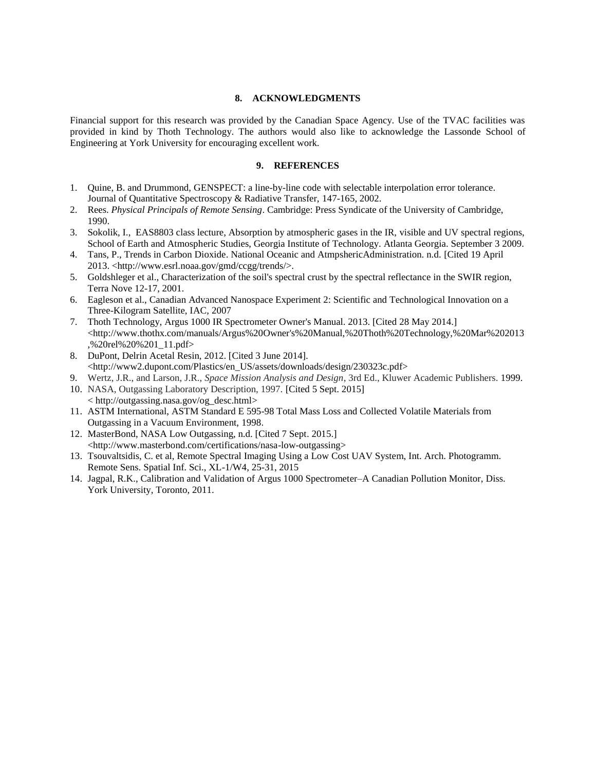## 8. ACKNOWLEDGMENTS

Financial support for this research was provided by the Canadian Space Agency. Use of the TVAC facilities was provided in kind by Thoth Technology. The authors would also like to acknowledge the Lassonde School of Engineering at York University for encouraging excellent work.

## 9. REFERENCES

1. Quine, B. and Drummond, GENSPECT: a line-by-line code with selectable interpolation error tolerance. Journal of Quantitative Spectroscopy & Radiative Transfer, 147-165, 2002.
2. Rees. *Physical Principals of Remote Sensing*. Cambridge: Press Syndicate of the University of Cambridge, 1990.
3. Sokolik, I., EAS8803 class lecture, Absorption by atmospheric gases in the IR, visible and UV spectral regions, School of Earth and Atmospheric Studies, Georgia Institute of Technology. Atlanta Georgia. September 3 2009.
4. Tans, P., Trends in Carbon Dioxide. National Oceanic and AtmpshericAdministration. n.d. [Cited 19 April 2013. <http://www.esrl.noaa.gov/gmd/ccgg/trends/>.
5. Goldshleger et al., Characterization of the soil's spectral crust by the spectral reflectance in the SWIR region, Terra Nove 12-17, 2001.
6. Eagleson et al., Canadian Advanced Nanospace Experiment 2: Scientific and Technological Innovation on a Three-Kilogram Satellite, IAC, 2007
7. Thoth Technology, Argus 1000 IR Spectrometer Owner's Manual. 2013. [Cited 28 May 2014.] <http://www.thothx.com/manuals/Argus%20Owner's%20Manual,%20Thoth%20Technology,%20Mar%202013,%20rel%20%201_11.pdf>
8. DuPont, Delrin Acetal Resin, 2012. [Cited 3 June 2014]. <http://www2.dupont.com/Plastics/en_US/assets/downloads/design/230323c.pdf>
9. Wertz, J.R., and Larson, J.R., *Space Mission Analysis and Design*, 3rd Ed., Kluwer Academic Publishers. 1999.
10. NASA, Outgassing Laboratory Description, 1997. [Cited 5 Sept. 2015] < http://outgassing.nasa.gov/og_desc.html>
11. ASTM International, ASTM Standard E 595-98 Total Mass Loss and Collected Volatile Materials from Outgassing in a Vacuum Environment, 1998.
12. MasterBond, NASA Low Outgassing, n.d. [Cited 7 Sept. 2015.] <http://www.masterbond.com/certifications/nasa-low-outgassing>
13. Tsouvaltsidis, C. et al, Remote Spectral Imaging Using a Low Cost UAV System, Int. Arch. Photogramm. Remote Sens. Spatial Inf. Sci., XL-1/W4, 25-31, 2015
14. Jagpal, R.K., Calibration and Validation of Argus 1000 Spectrometer–A Canadian Pollution Monitor, Diss. York University, Toronto, 2011.